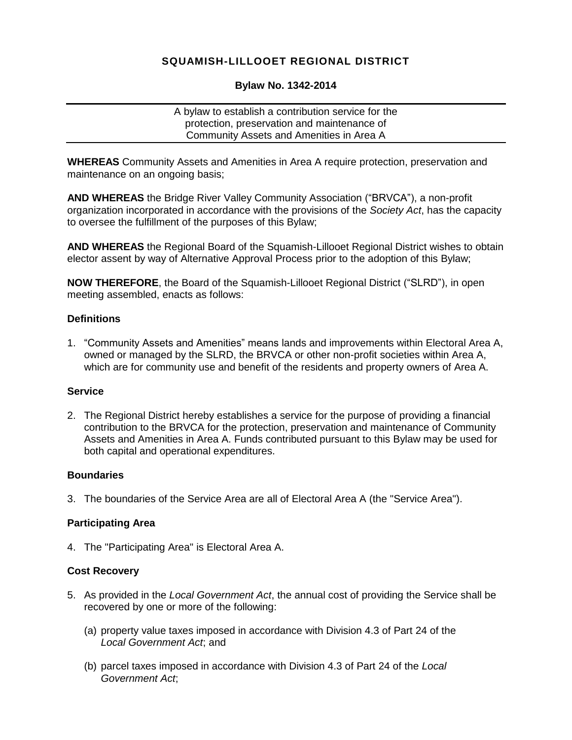# SQUAMISH-LILLOOET REGIONAL DISTRICT

## Bylaw No. 1342-2014

A bylaw to establish a contribution service for the protection, preservation and maintenance of Community Assets and Amenities in Area A

**WHEREAS** Community Assets and Amenities in Area A require protection, preservation and maintenance on an ongoing basis;

**AND WHEREAS** the Bridge River Valley Community Association ("BRVCA"), a non-profit organization incorporated in accordance with the provisions of the *Society Act*, has the capacity to oversee the fulfillment of the purposes of this Bylaw;

**AND WHEREAS** the Regional Board of the Squamish-Lillooet Regional District wishes to obtain elector assent by way of Alternative Approval Process prior to the adoption of this Bylaw;

**NOW THEREFORE**, the Board of the Squamish-Lillooet Regional District ("SLRD"), in open meeting assembled, enacts as follows:

### Definitions

1. "Community Assets and Amenities" means lands and improvements within Electoral Area A, owned or managed by the SLRD, the BRVCA or other non-profit societies within Area A, which are for community use and benefit of the residents and property owners of Area A.

### Service

2. The Regional District hereby establishes a service for the purpose of providing a financial contribution to the BRVCA for the protection, preservation and maintenance of Community Assets and Amenities in Area A. Funds contributed pursuant to this Bylaw may be used for both capital and operational expenditures.

### Boundaries

3. The boundaries of the Service Area are all of Electoral Area A (the "Service Area").

### Participating Area

4. The "Participating Area" is Electoral Area A.

### Cost Recovery

5. As provided in the *Local Government Act*, the annual cost of providing the Service shall be recovered by one or more of the following:

   (a) property value taxes imposed in accordance with Division 4.3 of Part 24 of the *Local Government Act*; and

   (b) parcel taxes imposed in accordance with Division 4.3 of Part 24 of the *Local Government Act*;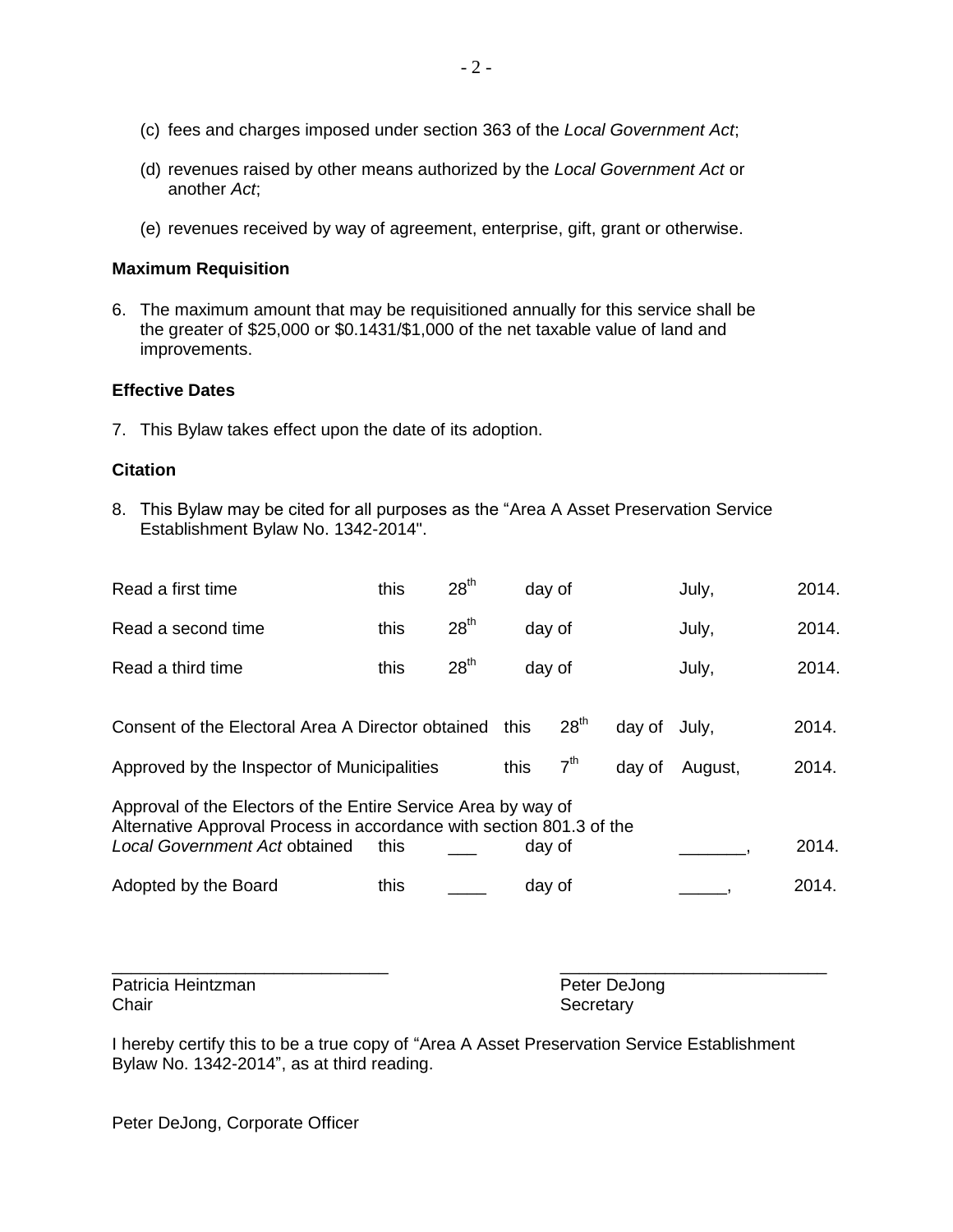(c) fees and charges imposed under section 363 of the *Local Government Act*;

(d) revenues raised by other means authorized by the *Local Government Act* or another *Act*;

(e) revenues received by way of agreement, enterprise, gift, grant or otherwise.

**Maximum Requisition**

6. The maximum amount that may be requisitioned annually for this service shall be the greater of $25,000 or $0.1431/$1,000 of the net taxable value of land and improvements.

**Effective Dates**

7. This Bylaw takes effect upon the date of its adoption.

**Citation**

8. This Bylaw may be cited for all purposes as the "Area A Asset Preservation Service Establishment Bylaw No. 1342-2014".

| | | | | | |
|---|---|---|---|---|---|
| Read a first time | this | 28th | day of | July, | 2014. |
| Read a second time | this | 28th | day of | July, | 2014. |
| Read a third time | this | 28th | day of | July, | 2014. |

| | | | | | |
|---|---|---|---|---|---|
| Consent of the Electoral Area A Director obtained | this | 28th | day of | July, | 2014. |
| Approved by the Inspector of Municipalities | this | 7th | day of | August, | 2014. |

Approval of the Electors of the Entire Service Area by way of Alternative Approval Process in accordance with section 801.3 of the *Local Government Act* obtained this ___ day of _______, 2014.

Adopted by the Board this ____ day of _____, 2014.

_____________________________ _____________________________

Patricia Heintzman
Chair

Peter DeJong
Secretary

I hereby certify this to be a true copy of "Area A Asset Preservation Service Establishment Bylaw No. 1342-2014", as at third reading.

Peter DeJong, Corporate Officer